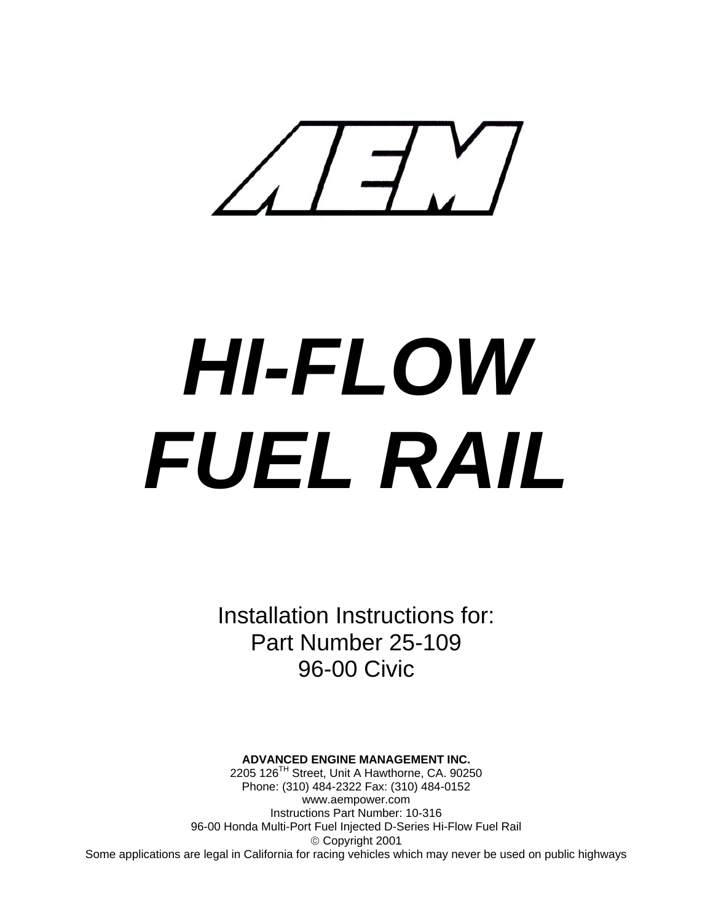# AEM

# *HI-FLOW FUEL RAIL*

Installation Instructions for:
Part Number 25-109
96-00 Civic

**ADVANCED ENGINE MANAGEMENT INC.**
2205 126TH Street, Unit A Hawthorne, CA. 90250
Phone: (310) 484-2322 Fax: (310) 484-0152
www.aempower.com
Instructions Part Number: 10-316
96-00 Honda Multi-Port Fuel Injected D-Series Hi-Flow Fuel Rail
© Copyright 2001
Some applications are legal in California for racing vehicles which may never be used on public highways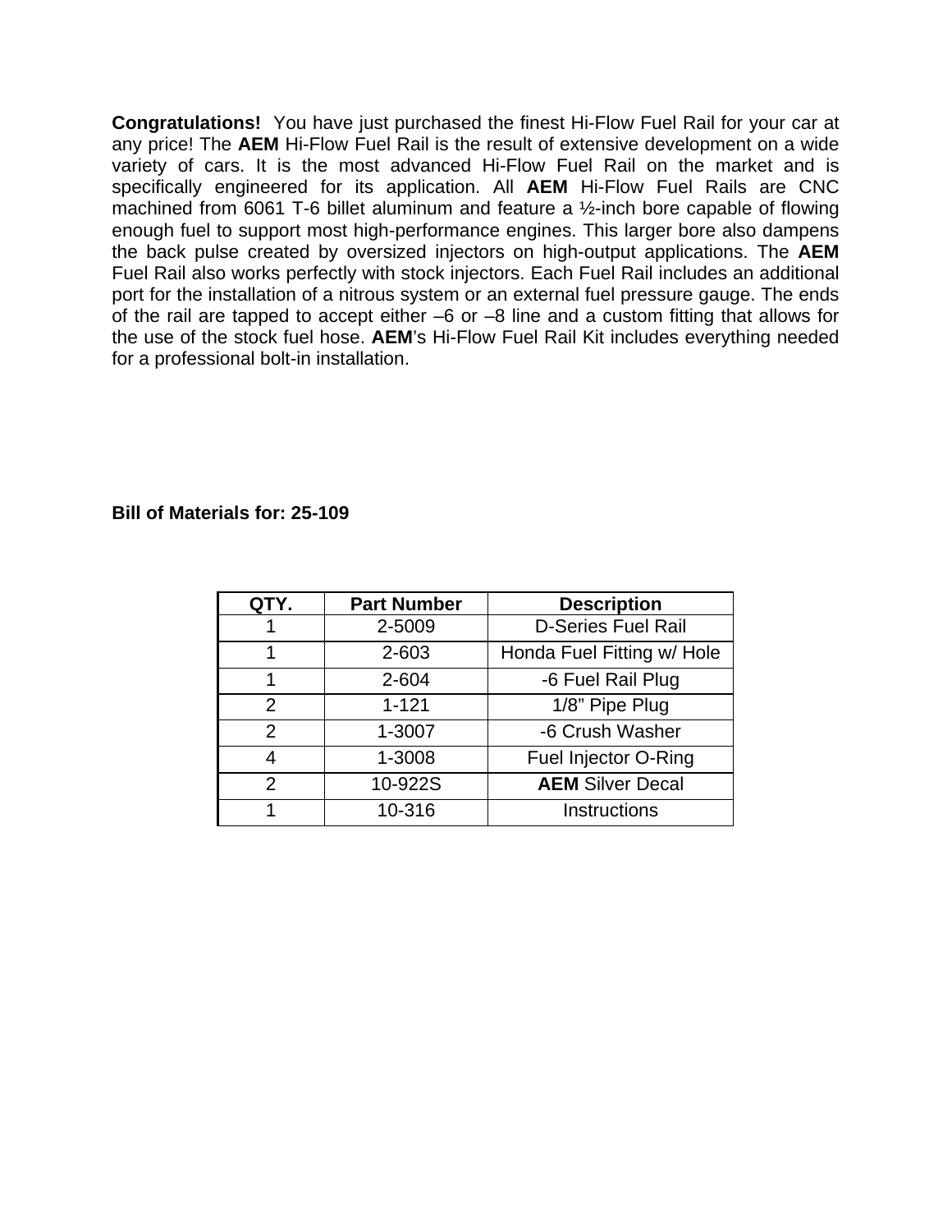**Congratulations!** You have just purchased the finest Hi-Flow Fuel Rail for your car at any price! The **AEM** Hi-Flow Fuel Rail is the result of extensive development on a wide variety of cars. It is the most advanced Hi-Flow Fuel Rail on the market and is specifically engineered for its application. All **AEM** Hi-Flow Fuel Rails are CNC machined from 6061 T-6 billet aluminum and feature a ½-inch bore capable of flowing enough fuel to support most high-performance engines. This larger bore also dampens the back pulse created by oversized injectors on high-output applications. The **AEM** Fuel Rail also works perfectly with stock injectors. Each Fuel Rail includes an additional port for the installation of a nitrous system or an external fuel pressure gauge. The ends of the rail are tapped to accept either –6 or –8 line and a custom fitting that allows for the use of the stock fuel hose. **AEM**'s Hi-Flow Fuel Rail Kit includes everything needed for a professional bolt-in installation.

**Bill of Materials for: 25-109**

| QTY. | Part Number | Description |
|---|---|---|
| 1 | 2-5009 | D-Series Fuel Rail |
| 1 | 2-603 | Honda Fuel Fitting w/ Hole |
| 1 | 2-604 | -6 Fuel Rail Plug |
| 2 | 1-121 | 1/8" Pipe Plug |
| 2 | 1-3007 | -6 Crush Washer |
| 4 | 1-3008 | Fuel Injector O-Ring |
| 2 | 10-922S | **AEM** Silver Decal |
| 1 | 10-316 | Instructions |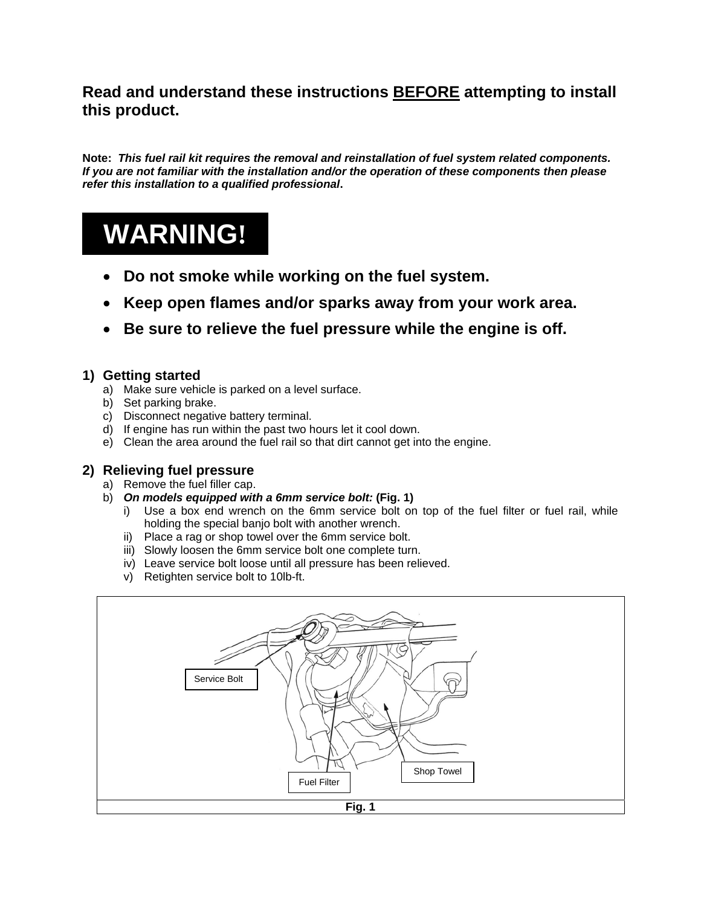**Read and understand these instructions <u>BEFORE</u> attempting to install this product.**

**Note:** ***This fuel rail kit requires the removal and reinstallation of fuel system related components. If you are not familiar with the installation and/or the operation of these components then please refer this installation to a qualified professional*.**

# WARNING!

- **Do not smoke while working on the fuel system.**
- **Keep open flames and/or sparks away from your work area.**
- **Be sure to relieve the fuel pressure while the engine is off.**

## 1) Getting started

a) Make sure vehicle is parked on a level surface.
b) Set parking brake.
c) Disconnect negative battery terminal.
d) If engine has run within the past two hours let it cool down.
e) Clean the area around the fuel rail so that dirt cannot get into the engine.

## 2) Relieving fuel pressure

a) Remove the fuel filler cap.
b) ***On models equipped with a 6mm service bolt:*** **(Fig. 1)**
   i) Use a box end wrench on the 6mm service bolt on top of the fuel filter or fuel rail, while holding the special banjo bolt with another wrench.
   ii) Place a rag or shop towel over the 6mm service bolt.
   iii) Slowly loosen the 6mm service bolt one complete turn.
   iv) Leave service bolt loose until all pressure has been relieved.
   v) Retighten service bolt to 10lb-ft.

Service Bolt

Fuel Filter

Shop Towel

**Fig. 1**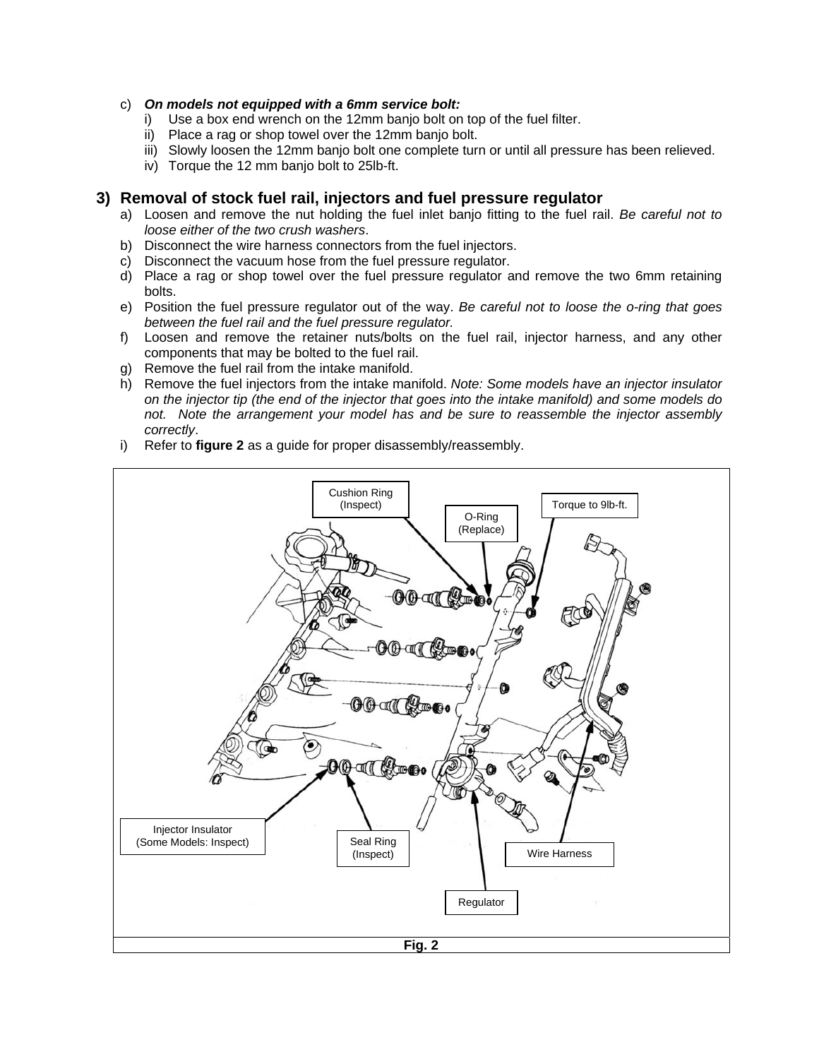c) ***On models not equipped with a 6mm service bolt:***
   i) Use a box end wrench on the 12mm banjo bolt on top of the fuel filter.
   ii) Place a rag or shop towel over the 12mm banjo bolt.
   iii) Slowly loosen the 12mm banjo bolt one complete turn or until all pressure has been relieved.
   iv) Torque the 12 mm banjo bolt to 25lb-ft.

## 3) Removal of stock fuel rail, injectors and fuel pressure regulator

a) Loosen and remove the nut holding the fuel inlet banjo fitting to the fuel rail. *Be careful not to loose either of the two crush washers*.
b) Disconnect the wire harness connectors from the fuel injectors.
c) Disconnect the vacuum hose from the fuel pressure regulator.
d) Place a rag or shop towel over the fuel pressure regulator and remove the two 6mm retaining bolts.
e) Position the fuel pressure regulator out of the way. *Be careful not to loose the o-ring that goes between the fuel rail and the fuel pressure regulator.*
f) Loosen and remove the retainer nuts/bolts on the fuel rail, injector harness, and any other components that may be bolted to the fuel rail.
g) Remove the fuel rail from the intake manifold.
h) Remove the fuel injectors from the intake manifold. *Note: Some models have an injector insulator on the injector tip (the end of the injector that goes into the intake manifold) and some models do not. Note the arrangement your model has and be sure to reassemble the injector assembly correctly*.
i) Refer to **figure 2** as a guide for proper disassembly/reassembly.

Cushion Ring (Inspect)

O-Ring (Replace)

Torque to 9lb-ft.

Injector Insulator (Some Models: Inspect)

Seal Ring (Inspect)

Wire Harness

Regulator

**Fig. 2**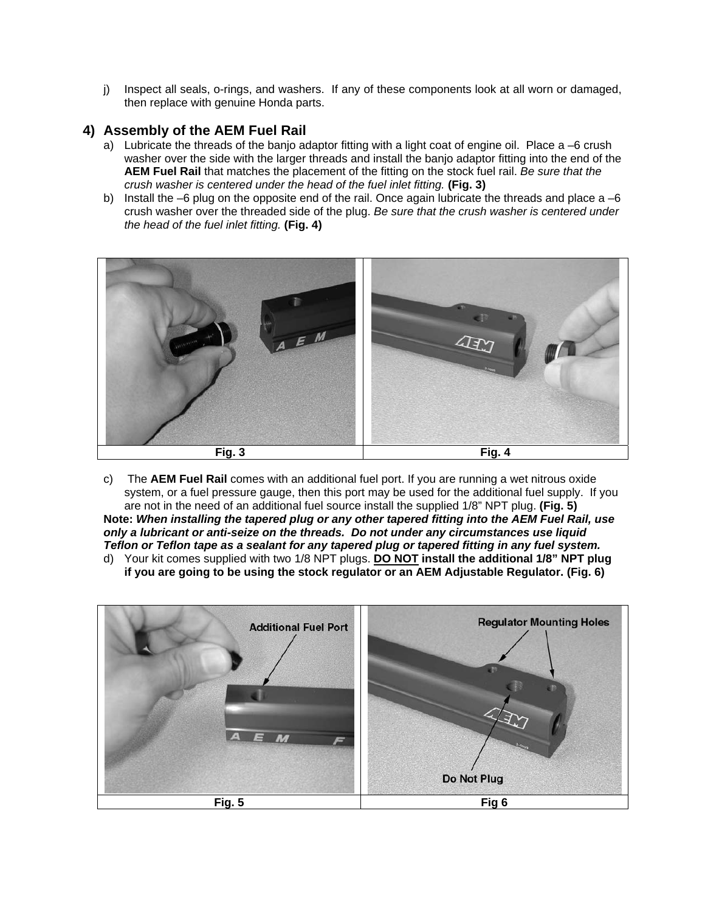j) Inspect all seals, o-rings, and washers. If any of these components look at all worn or damaged, then replace with genuine Honda parts.

## 4) Assembly of the AEM Fuel Rail

a) Lubricate the threads of the banjo adaptor fitting with a light coat of engine oil. Place a –6 crush washer over the side with the larger threads and install the banjo adaptor fitting into the end of the **AEM Fuel Rail** that matches the placement of the fitting on the stock fuel rail. *Be sure that the crush washer is centered under the head of the fuel inlet fitting.* **(Fig. 3)**

b) Install the –6 plug on the opposite end of the rail. Once again lubricate the threads and place a –6 crush washer over the threaded side of the plug. *Be sure that the crush washer is centered under the head of the fuel inlet fitting.* **(Fig. 4)**

| **Fig. 3** | **Fig. 4** |
|---|---|

c) The **AEM Fuel Rail** comes with an additional fuel port. If you are running a wet nitrous oxide system, or a fuel pressure gauge, then this port may be used for the additional fuel supply. If you are not in the need of an additional fuel source install the supplied 1/8" NPT plug. **(Fig. 5)**

**Note:** ***When installing the tapered plug or any other tapered fitting into the AEM Fuel Rail, use only a lubricant or anti-seize on the threads. Do not under any circumstances use liquid Teflon or Teflon tape as a sealant for any tapered plug or tapered fitting in any fuel system.***

d) Your kit comes supplied with two 1/8 NPT plugs. **<u>DO NOT</u> install the additional 1/8" NPT plug if you are going to be using the stock regulator or an AEM Adjustable Regulator. (Fig. 6)**

| **Fig. 5** | **Fig 6** |
|---|---|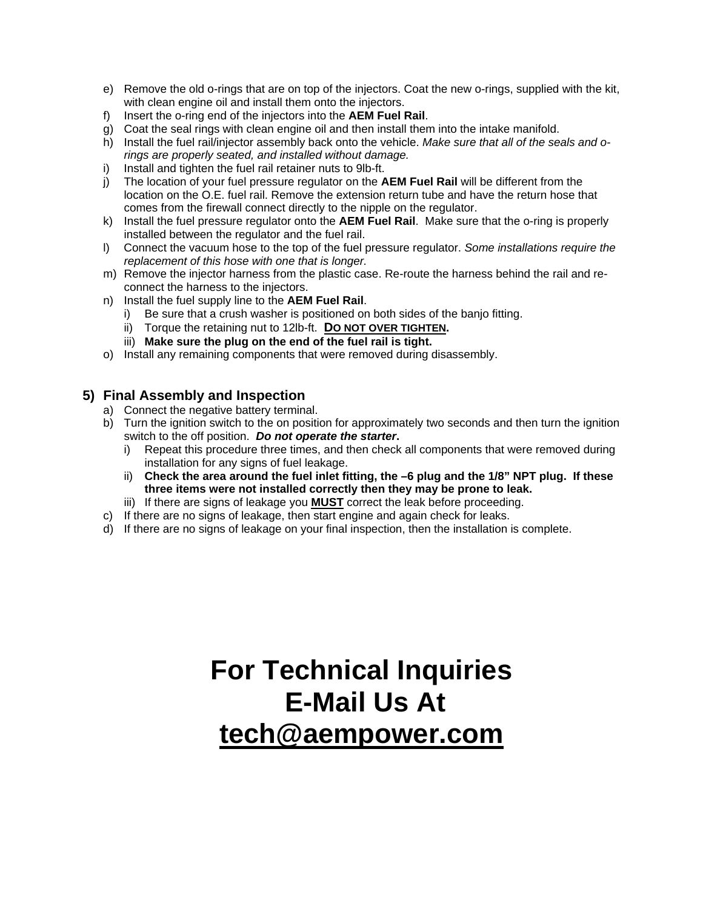e) Remove the old o-rings that are on top of the injectors. Coat the new o-rings, supplied with the kit, with clean engine oil and install them onto the injectors.
f) Insert the o-ring end of the injectors into the **AEM Fuel Rail**.
g) Coat the seal rings with clean engine oil and then install them into the intake manifold.
h) Install the fuel rail/injector assembly back onto the vehicle. *Make sure that all of the seals and o-rings are properly seated, and installed without damage.*
i) Install and tighten the fuel rail retainer nuts to 9lb-ft.
j) The location of your fuel pressure regulator on the **AEM Fuel Rail** will be different from the location on the O.E. fuel rail. Remove the extension return tube and have the return hose that comes from the firewall connect directly to the nipple on the regulator.
k) Install the fuel pressure regulator onto the **AEM Fuel Rail**. Make sure that the o-ring is properly installed between the regulator and the fuel rail.
l) Connect the vacuum hose to the top of the fuel pressure regulator. *Some installations require the replacement of this hose with one that is longer.*
m) Remove the injector harness from the plastic case. Re-route the harness behind the rail and re-connect the harness to the injectors.
n) Install the fuel supply line to the **AEM Fuel Rail**.
   i) Be sure that a crush washer is positioned on both sides of the banjo fitting.
   ii) Torque the retaining nut to 12lb-ft. **<u>DO NOT OVER TIGHTEN</u>.**
   iii) **Make sure the plug on the end of the fuel rail is tight.**
o) Install any remaining components that were removed during disassembly.

## 5) Final Assembly and Inspection

a) Connect the negative battery terminal.
b) Turn the ignition switch to the on position for approximately two seconds and then turn the ignition switch to the off position. ***Do not operate the starter*.**
   i) Repeat this procedure three times, and then check all components that were removed during installation for any signs of fuel leakage.
   ii) **Check the area around the fuel inlet fitting, the –6 plug and the 1/8" NPT plug. If these three items were not installed correctly then they may be prone to leak.**
   iii) If there are signs of leakage you **<u>MUST</u>** correct the leak before proceeding.
c) If there are no signs of leakage, then start engine and again check for leaks.
d) If there are no signs of leakage on your final inspection, then the installation is complete.

# For Technical Inquiries
# E-Mail Us At
# <u>tech@aempower.com</u>